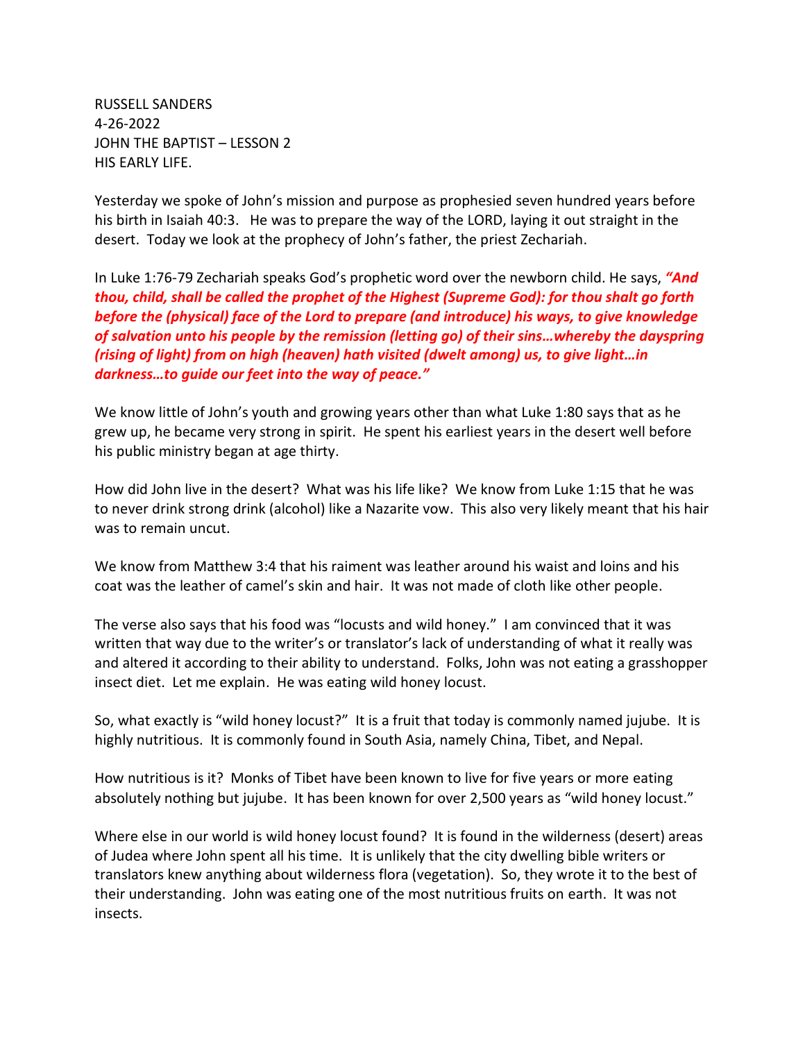RUSSELL SANDERS
4-26-2022
JOHN THE BAPTIST – LESSON 2
HIS EARLY LIFE.

Yesterday we spoke of John's mission and purpose as prophesied seven hundred years before his birth in Isaiah 40:3. He was to prepare the way of the LORD, laying it out straight in the desert. Today we look at the prophecy of John's father, the priest Zechariah.

In Luke 1:76-79 Zechariah speaks God's prophetic word over the newborn child. He says, ***"And thou, child, shall be called the prophet of the Highest (Supreme God): for thou shalt go forth before the (physical) face of the Lord to prepare (and introduce) his ways, to give knowledge of salvation unto his people by the remission (letting go) of their sins…whereby the dayspring (rising of light) from on high (heaven) hath visited (dwelt among) us, to give light…in darkness…to guide our feet into the way of peace."***

We know little of John's youth and growing years other than what Luke 1:80 says that as he grew up, he became very strong in spirit. He spent his earliest years in the desert well before his public ministry began at age thirty.

How did John live in the desert? What was his life like? We know from Luke 1:15 that he was to never drink strong drink (alcohol) like a Nazarite vow. This also very likely meant that his hair was to remain uncut.

We know from Matthew 3:4 that his raiment was leather around his waist and loins and his coat was the leather of camel's skin and hair. It was not made of cloth like other people.

The verse also says that his food was "locusts and wild honey." I am convinced that it was written that way due to the writer's or translator's lack of understanding of what it really was and altered it according to their ability to understand. Folks, John was not eating a grasshopper insect diet. Let me explain. He was eating wild honey locust.

So, what exactly is "wild honey locust?" It is a fruit that today is commonly named jujube. It is highly nutritious. It is commonly found in South Asia, namely China, Tibet, and Nepal.

How nutritious is it? Monks of Tibet have been known to live for five years or more eating absolutely nothing but jujube. It has been known for over 2,500 years as "wild honey locust."

Where else in our world is wild honey locust found? It is found in the wilderness (desert) areas of Judea where John spent all his time. It is unlikely that the city dwelling bible writers or translators knew anything about wilderness flora (vegetation). So, they wrote it to the best of their understanding. John was eating one of the most nutritious fruits on earth. It was not insects.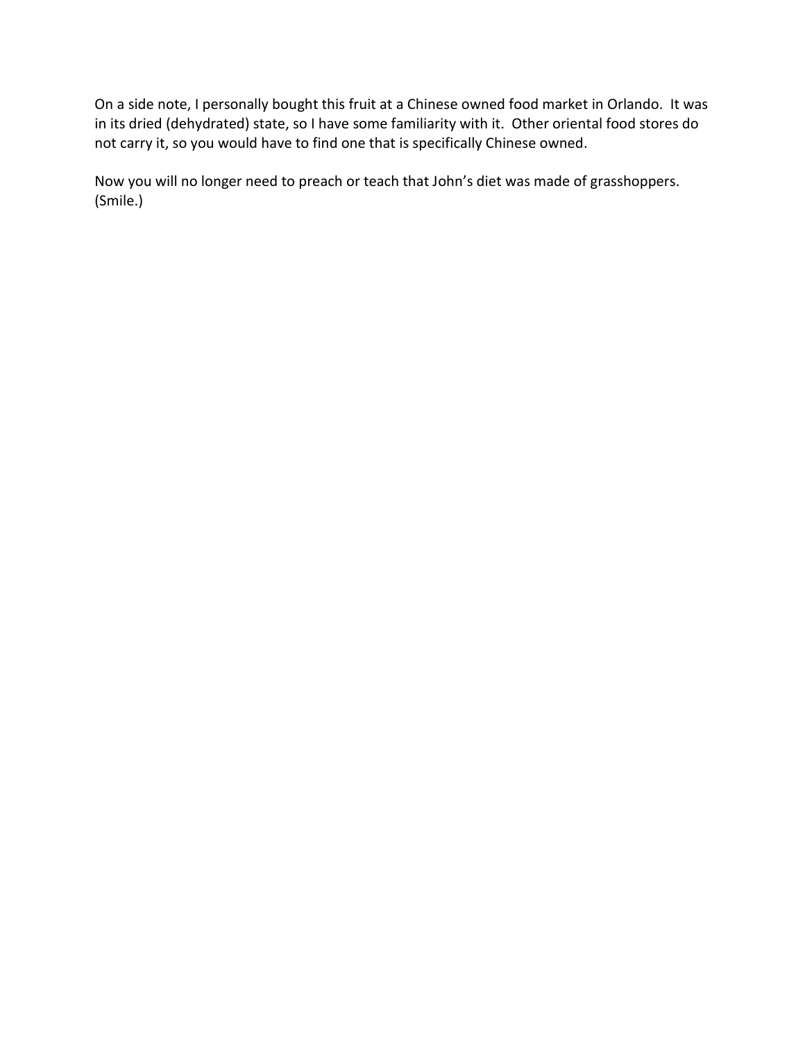On a side note, I personally bought this fruit at a Chinese owned food market in Orlando. It was in its dried (dehydrated) state, so I have some familiarity with it. Other oriental food stores do not carry it, so you would have to find one that is specifically Chinese owned.

Now you will no longer need to preach or teach that John's diet was made of grasshoppers. (Smile.)